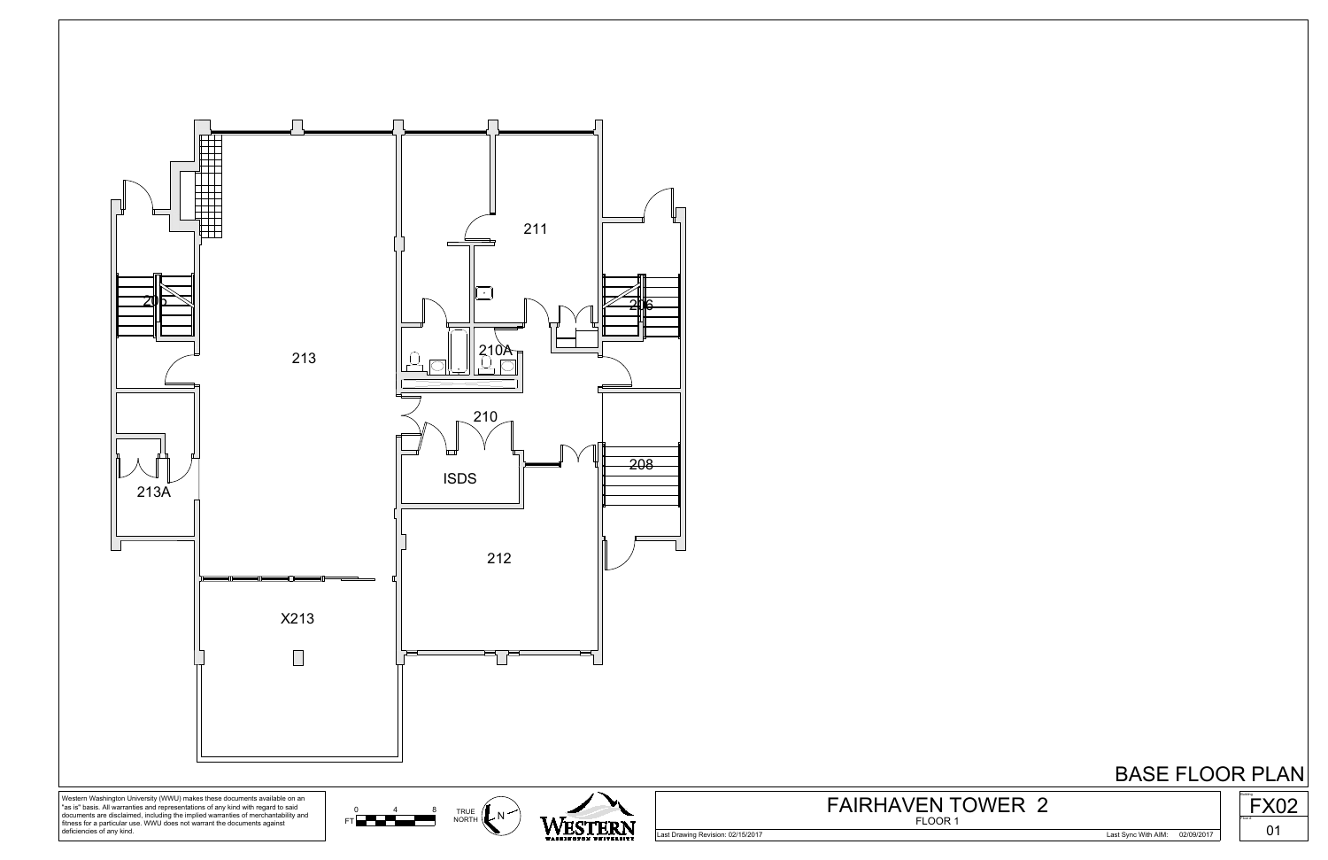205

206

211

210A

213

210

208

ISDS

213A

212

X213

# BASE FLOOR PLAN

Western Washington University (WWU) makes these documents available on an "as is" basis. All warranties and representations of any kind with regard to said documents are disclaimed, including the implied warranties of merchantability and fitness for a particular use. WWU does not warrant the documents against deficiencies of any kind.

FT 0 4 8

TRUE NORTH N

WESTERN WASHINGTON UNIVERSITY

## FAIRHAVEN TOWER 2

FLOOR 1

Last Drawing Revision: 02/15/2017

Last Sync With AIM: 02/09/2017

Building: FX02

Floor #: 01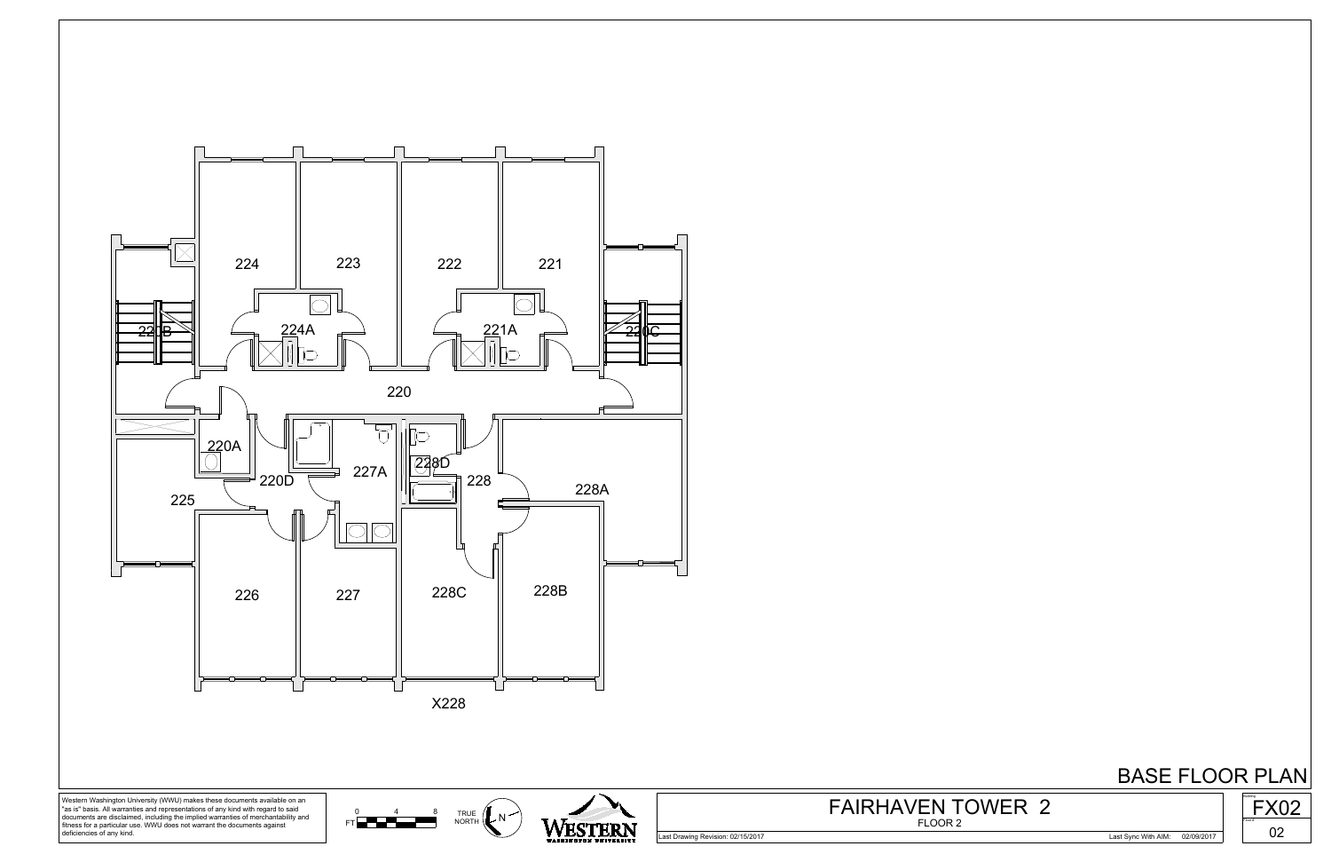224

223

222

221

220B

224A

221A

220C

220

220A

220D

227A

228D

228

228A

225

226

227

228C

228B

X228

# BASE FLOOR PLAN

Western Washington University (WWU) makes these documents available on an "as is" basis. All warranties and representations of any kind with regard to said documents are disclaimed, including the implied warranties of merchantability and fitness for a particular use. WWU does not warrant the documents against deficiencies of any kind.

FT 0 4 8

TRUE NORTH N

WESTERN WASHINGTON UNIVERSITY

## FAIRHAVEN TOWER 2

FLOOR 2

Last Drawing Revision: 02/15/2017

Last Sync With AIM: 02/09/2017

FX02

02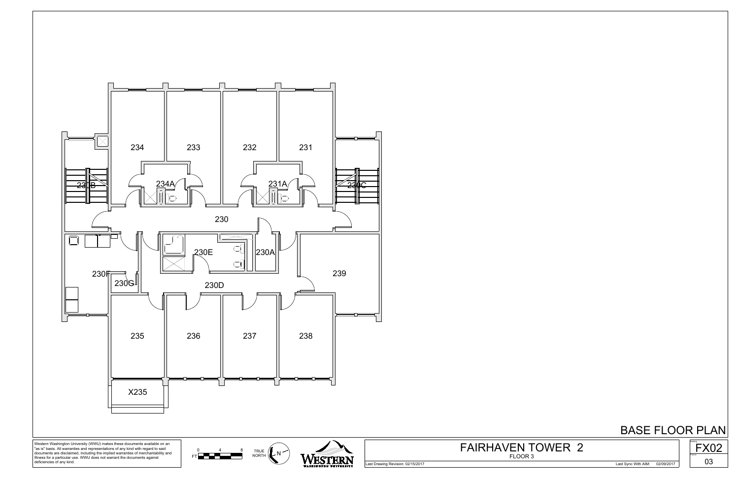234

233

232

231

234A

231A

230B

230C

230

230E

230A

239

230F

230G

230D

235

236

237

238

X235

# BASE FLOOR PLAN

Western Washington University (WWU) makes these documents available on an "as is" basis. All warranties and representations of any kind with regard to said documents are disclaimed, including the implied warranties of merchantability and fitness for a particular use. WWU does not warrant the documents against deficiencies of any kind.

0 4 8
FT

TRUE NORTH

N

WESTERN WASHINGTON UNIVERSITY

## FAIRHAVEN TOWER 2

FLOOR 3

Last Drawing Revision: 02/15/2017

Last Sync With AIM: 02/09/2017

FX02

03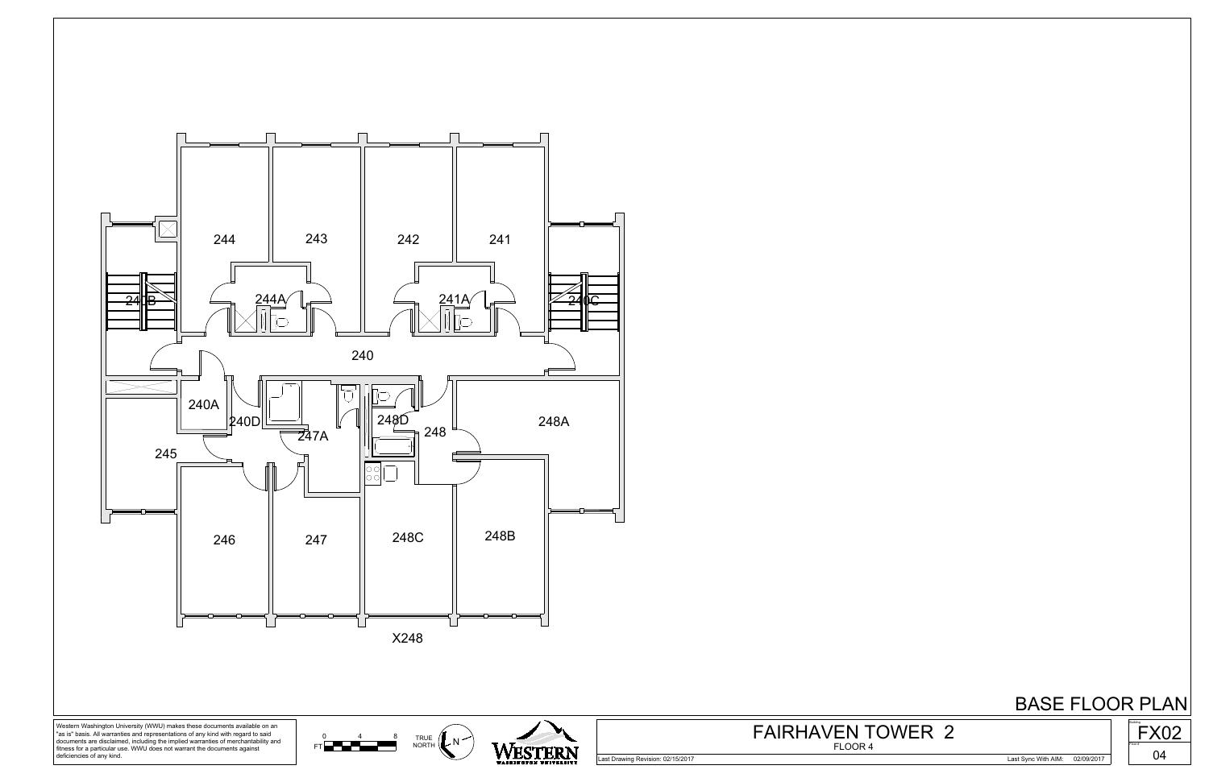244

243

242

241

240B

244A

241A

240C

240

240A

240D

247A

248D

248

248A

245

246

247

248C

248B

X248

# BASE FLOOR PLAN

Western Washington University (WWU) makes these documents available on an "as is" basis. All warranties and representations of any kind with regard to said documents are disclaimed, including the implied warranties of merchantability and fitness for a particular use. WWU does not warrant the documents against deficiencies of any kind.

FT 0 4 8

TRUE NORTH

N

WESTERN WASHINGTON UNIVERSITY

## FAIRHAVEN TOWER 2

FLOOR 4

Last Drawing Revision: 02/15/2017

Last Sync With AIM: 02/09/2017

Building FX02

Floor # 04